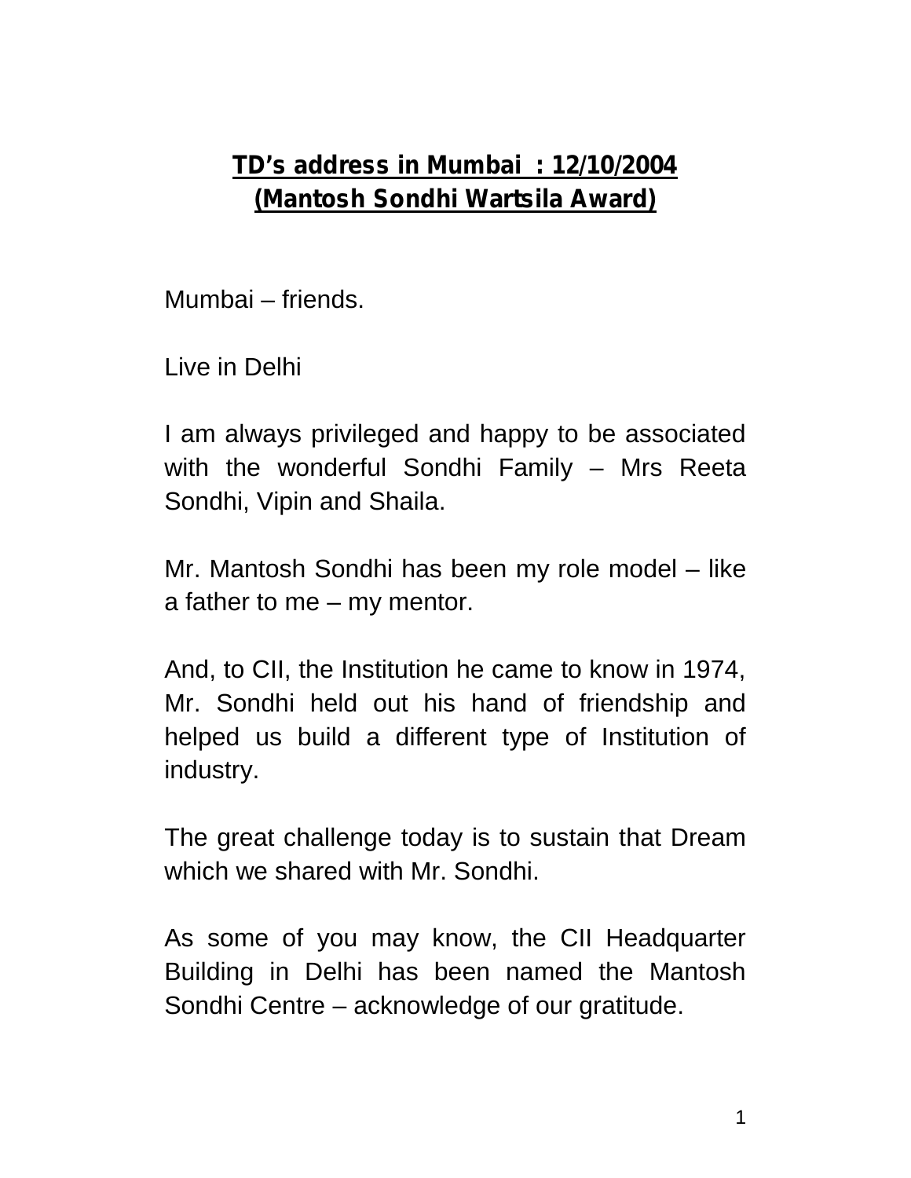# **TD's address in Mumbai : 12/10/2004**
# **(Mantosh Sondhi Wartsila Award)**

Mumbai – friends.

Live in Delhi

I am always privileged and happy to be associated with the wonderful Sondhi Family – Mrs Reeta Sondhi, Vipin and Shaila.

Mr. Mantosh Sondhi has been my role model – like a father to me – my mentor.

And, to CII, the Institution he came to know in 1974, Mr. Sondhi held out his hand of friendship and helped us build a different type of Institution of industry.

The great challenge today is to sustain that Dream which we shared with Mr. Sondhi.

As some of you may know, the CII Headquarter Building in Delhi has been named the Mantosh Sondhi Centre – acknowledge of our gratitude.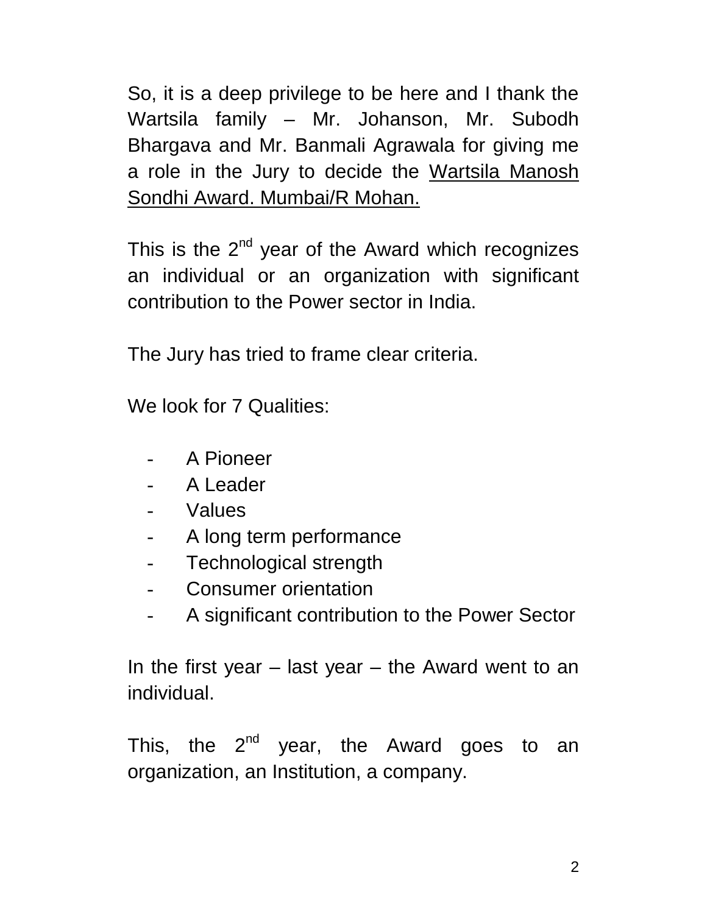So, it is a deep privilege to be here and I thank the Wartsila family – Mr. Johanson, Mr. Subodh Bhargava and Mr. Banmali Agrawala for giving me a role in the Jury to decide the <u>Wartsila Manosh Sondhi Award. Mumbai/R Mohan.</u>

This is the 2nd year of the Award which recognizes an individual or an organization with significant contribution to the Power sector in India.

The Jury has tried to frame clear criteria.

We look for 7 Qualities:

- A Pioneer
- A Leader
- Values
- A long term performance
- Technological strength
- Consumer orientation
- A significant contribution to the Power Sector

In the first year – last year – the Award went to an individual.

This, the 2nd year, the Award goes to an organization, an Institution, a company.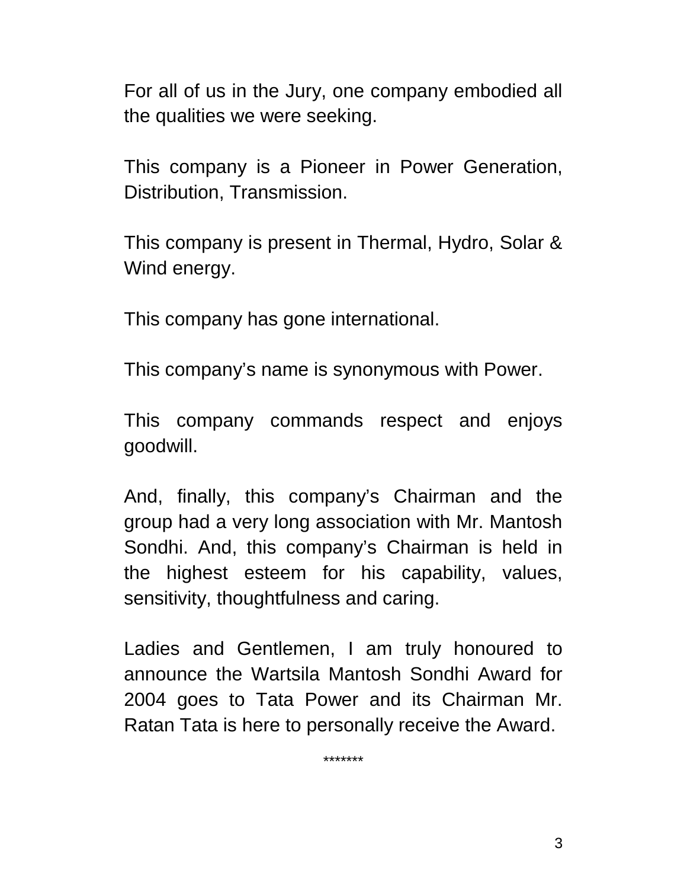For all of us in the Jury, one company embodied all the qualities we were seeking.

This company is a Pioneer in Power Generation, Distribution, Transmission.

This company is present in Thermal, Hydro, Solar & Wind energy.

This company has gone international.

This company's name is synonymous with Power.

This company commands respect and enjoys goodwill.

And, finally, this company's Chairman and the group had a very long association with Mr. Mantosh Sondhi. And, this company's Chairman is held in the highest esteem for his capability, values, sensitivity, thoughtfulness and caring.

Ladies and Gentlemen, I am truly honoured to announce the Wartsila Mantosh Sondhi Award for 2004 goes to Tata Power and its Chairman Mr. Ratan Tata is here to personally receive the Award.

*******